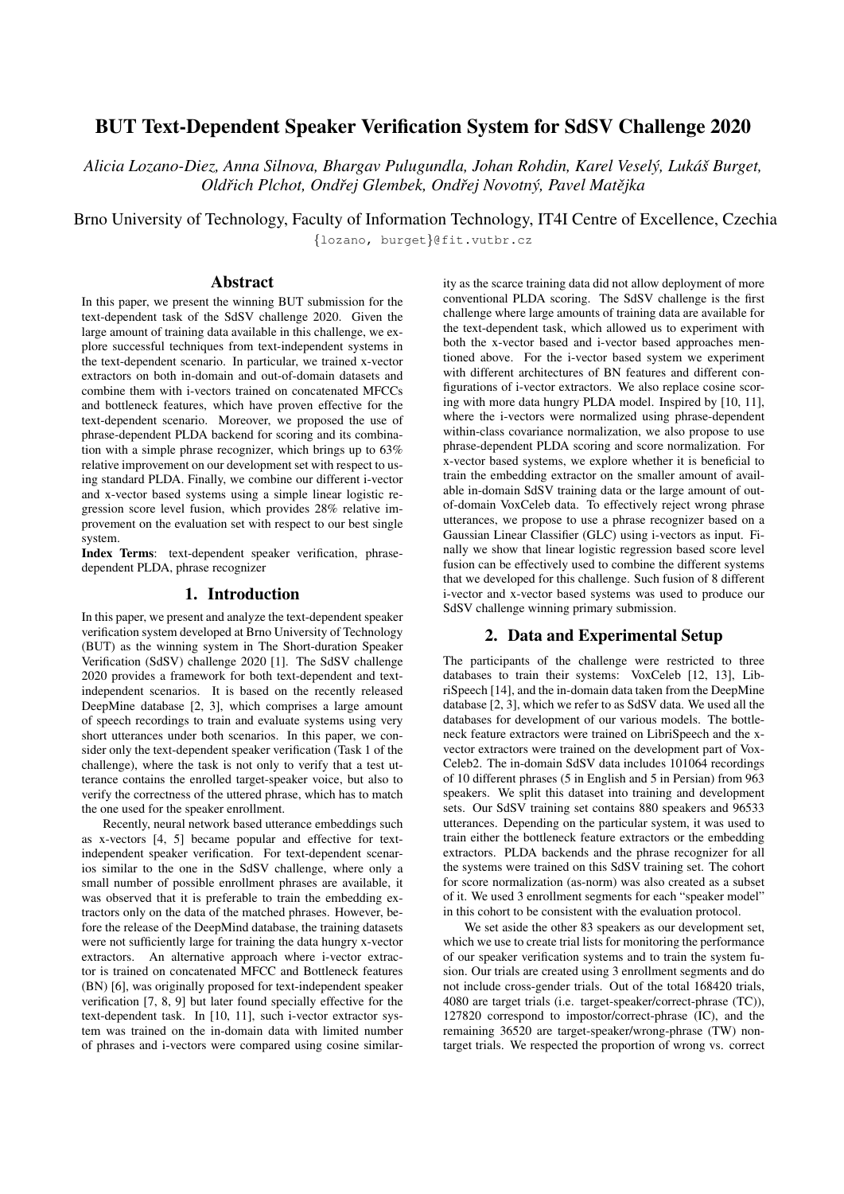# BUT Text-Dependent Speaker Verification System for SdSV Challenge 2020

*Alicia Lozano-Diez, Anna Silnova, Bhargav Pulugundla, Johan Rohdin, Karel Veselý, Lukáš Burget, Oldřich Plchot, Ondřej Glembek, Ondřej Novotný, Pavel Matějka*

Brno University of Technology, Faculty of Information Technology, IT4I Centre of Excellence, Czechia

{lozano, burget}@fit.vutbr.cz

## Abstract

In this paper, we present the winning BUT submission for the text-dependent task of the SdSV challenge 2020. Given the large amount of training data available in this challenge, we explore successful techniques from text-independent systems in the text-dependent scenario. In particular, we trained x-vector extractors on both in-domain and out-of-domain datasets and combine them with i-vectors trained on concatenated MFCCs and bottleneck features, which have proven effective for the text-dependent scenario. Moreover, we proposed the use of phrase-dependent PLDA backend for scoring and its combination with a simple phrase recognizer, which brings up to 63% relative improvement on our development set with respect to using standard PLDA. Finally, we combine our different i-vector and x-vector based systems using a simple linear logistic regression score level fusion, which provides 28% relative improvement on the evaluation set with respect to our best single system.

**Index Terms**: text-dependent speaker verification, phrase-dependent PLDA, phrase recognizer

## 1. Introduction

In this paper, we present and analyze the text-dependent speaker verification system developed at Brno University of Technology (BUT) as the winning system in The Short-duration Speaker Verification (SdSV) challenge 2020 [1]. The SdSV challenge 2020 provides a framework for both text-dependent and text-independent scenarios. It is based on the recently released DeepMine database [2, 3], which comprises a large amount of speech recordings to train and evaluate systems using very short utterances under both scenarios. In this paper, we consider only the text-dependent speaker verification (Task 1 of the challenge), where the task is not only to verify that a test utterance contains the enrolled target-speaker voice, but also to verify the correctness of the uttered phrase, which has to match the one used for the speaker enrollment.

Recently, neural network based utterance embeddings such as x-vectors [4, 5] became popular and effective for text-independent speaker verification. For text-dependent scenarios similar to the one in the SdSV challenge, where only a small number of possible enrollment phrases are available, it was observed that it is preferable to train the embedding extractors only on the data of the matched phrases. However, before the release of the DeepMind database, the training datasets were not sufficiently large for training the data hungry x-vector extractors. An alternative approach where i-vector extractor is trained on concatenated MFCC and Bottleneck features (BN) [6], was originally proposed for text-independent speaker verification [7, 8, 9] but later found specially effective for the text-dependent task. In [10, 11], such i-vector extractor system was trained on the in-domain data with limited number of phrases and i-vectors were compared using cosine similarity as the scarce training data did not allow deployment of more conventional PLDA scoring. The SdSV challenge is the first challenge where large amounts of training data are available for the text-dependent task, which allowed us to experiment with both the x-vector based and i-vector based approaches mentioned above. For the i-vector based system we experiment with different architectures of BN features and different configurations of i-vector extractors. We also replace cosine scoring with more data hungry PLDA model. Inspired by [10, 11], where the i-vectors were normalized using phrase-dependent within-class covariance normalization, we also propose to use phrase-dependent PLDA scoring and score normalization. For x-vector based systems, we explore whether it is beneficial to train the embedding extractor on the smaller amount of available in-domain SdSV training data or the large amount of out-of-domain VoxCeleb data. To effectively reject wrong phrase utterances, we propose to use a phrase recognizer based on a Gaussian Linear Classifier (GLC) using i-vectors as input. Finally we show that linear logistic regression based score level fusion can be effectively used to combine the different systems that we developed for this challenge. Such fusion of 8 different i-vector and x-vector based systems was used to produce our SdSV challenge winning primary submission.

## 2. Data and Experimental Setup

The participants of the challenge were restricted to three databases to train their systems: VoxCeleb [12, 13], LibriSpeech [14], and the in-domain data taken from the DeepMine database [2, 3], which we refer to as SdSV data. We used all the databases for development of our various models. The bottleneck feature extractors were trained on LibriSpeech and the x-vector extractors were trained on the development part of VoxCeleb2. The in-domain SdSV data includes 101064 recordings of 10 different phrases (5 in English and 5 in Persian) from 963 speakers. We split this dataset into training and development sets. Our SdSV training set contains 880 speakers and 96533 utterances. Depending on the particular system, it was used to train either the bottleneck feature extractors or the embedding extractors. PLDA backends and the phrase recognizer for all the systems were trained on this SdSV training set. The cohort for score normalization (as-norm) was also created as a subset of it. We used 3 enrollment segments for each "speaker model" in this cohort to be consistent with the evaluation protocol.

We set aside the other 83 speakers as our development set, which we use to create trial lists for monitoring the performance of our speaker verification systems and to train the system fusion. Our trials are created using 3 enrollment segments and do not include cross-gender trials. Out of the total 168420 trials, 4080 are target trials (i.e. target-speaker/correct-phrase (TC)), 127820 correspond to impostor/correct-phrase (IC), and the remaining 36520 are target-speaker/wrong-phrase (TW) non-target trials. We respected the proportion of wrong vs. correct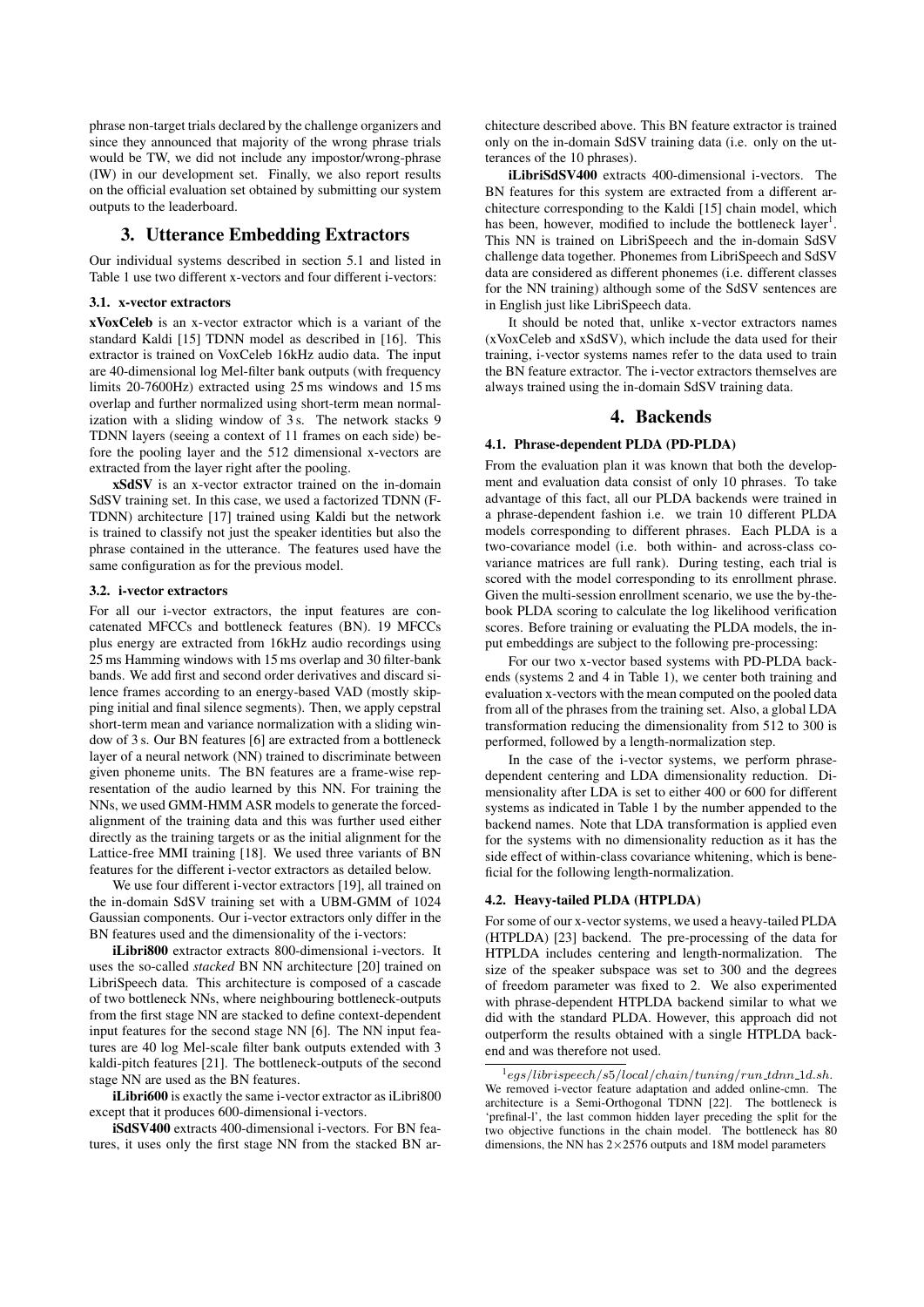phrase non-target trials declared by the challenge organizers and since they announced that majority of the wrong phrase trials would be TW, we did not include any impostor/wrong-phrase (IW) in our development set. Finally, we also report results on the official evaluation set obtained by submitting our system outputs to the leaderboard.

## 3. Utterance Embedding Extractors

Our individual systems described in section 5.1 and listed in Table 1 use two different x-vectors and four different i-vectors:

### 3.1. x-vector extractors

**xVoxCeleb** is an x-vector extractor which is a variant of the standard Kaldi [15] TDNN model as described in [16]. This extractor is trained on VoxCeleb 16kHz audio data. The input are 40-dimensional log Mel-filter bank outputs (with frequency limits 20-7600Hz) extracted using 25 ms windows and 15 ms overlap and further normalized using short-term mean normalization with a sliding window of 3 s. The network stacks 9 TDNN layers (seeing a context of 11 frames on each side) before the pooling layer and the 512 dimensional x-vectors are extracted from the layer right after the pooling.

**xSdSV** is an x-vector extractor trained on the in-domain SdSV training set. In this case, we used a factorized TDNN (F-TDNN) architecture [17] trained using Kaldi but the network is trained to classify not just the speaker identities but also the phrase contained in the utterance. The features used have the same configuration as for the previous model.

### 3.2. i-vector extractors

For all our i-vector extractors, the input features are concatenated MFCCs and bottleneck features (BN). 19 MFCCs plus energy are extracted from 16kHz audio recordings using 25 ms Hamming windows with 15 ms overlap and 30 filter-bank bands. We add first and second order derivatives and discard silence frames according to an energy-based VAD (mostly skipping initial and final silence segments). Then, we apply cepstral short-term mean and variance normalization with a sliding window of 3 s. Our BN features [6] are extracted from a bottleneck layer of a neural network (NN) trained to discriminate between given phoneme units. The BN features are a frame-wise representation of the audio learned by this NN. For training the NNs, we used GMM-HMM ASR models to generate the forced-alignment of the training data and this was further used either directly as the training targets or as the initial alignment for the Lattice-free MMI training [18]. We used three variants of BN features for the different i-vector extractors as detailed below.

We use four different i-vector extractors [19], all trained on the in-domain SdSV training set with a UBM-GMM of 1024 Gaussian components. Our i-vector extractors only differ in the BN features used and the dimensionality of the i-vectors:

**iLibri800** extractor extracts 800-dimensional i-vectors. It uses the so-called *stacked* BN NN architecture [20] trained on LibriSpeech data. This architecture is composed of a cascade of two bottleneck NNs, where neighbouring bottleneck-outputs from the first stage NN are stacked to define context-dependent input features for the second stage NN [6]. The NN input features are 40 log Mel-scale filter bank outputs extended with 3 kaldi-pitch features [21]. The bottleneck-outputs of the second stage NN are used as the BN features.

**iLibri600** is exactly the same i-vector extractor as iLibri800 except that it produces 600-dimensional i-vectors.

**iSdSV400** extracts 400-dimensional i-vectors. For BN features, it uses only the first stage NN from the stacked BN architecture described above. This BN feature extractor is trained only on the in-domain SdSV training data (i.e. only on the utterances of the 10 phrases).

**iLibriSdSV400** extracts 400-dimensional i-vectors. The BN features for this system are extracted from a different architecture corresponding to the Kaldi [15] chain model, which has been, however, modified to include the bottleneck layer[1]. This NN is trained on LibriSpeech and the in-domain SdSV challenge data together. Phonemes from LibriSpeech and SdSV data are considered as different phonemes (i.e. different classes for the NN training) although some of the SdSV sentences are in English just like LibriSpeech data.

It should be noted that, unlike x-vector extractors names (xVoxCeleb and xSdSV), which include the data used for their training, i-vector systems names refer to the data used to train the BN feature extractor. The i-vector extractors themselves are always trained using the in-domain SdSV training data.

## 4. Backends

### 4.1. Phrase-dependent PLDA (PD-PLDA)

From the evaluation plan it was known that both the development and evaluation data consist of only 10 phrases. To take advantage of this fact, all our PLDA backends were trained in a phrase-dependent fashion i.e. we train 10 different PLDA models corresponding to different phrases. Each PLDA is a two-covariance model (i.e. both within- and across-class covariance matrices are full rank). During testing, each trial is scored with the model corresponding to its enrollment phrase. Given the multi-session enrollment scenario, we use the by-the-book PLDA scoring to calculate the log likelihood verification scores. Before training or evaluating the PLDA models, the input embeddings are subject to the following pre-processing:

For our two x-vector based systems with PD-PLDA backends (systems 2 and 4 in Table 1), we center both training and evaluation x-vectors with the mean computed on the pooled data from all of the phrases from the training set. Also, a global LDA transformation reducing the dimensionality from 512 to 300 is performed, followed by a length-normalization step.

In the case of the i-vector systems, we perform phrase-dependent centering and LDA dimensionality reduction. Dimensionality after LDA is set to either 400 or 600 for different systems as indicated in Table 1 by the number appended to the backend names. Note that LDA transformation is applied even for the systems with no dimensionality reduction as it has the side effect of within-class covariance whitening, which is beneficial for the following length-normalization.

### 4.2. Heavy-tailed PLDA (HTPLDA)

For some of our x-vector systems, we used a heavy-tailed PLDA (HTPLDA) [23] backend. The pre-processing of the data for HTPLDA includes centering and length-normalization. The size of the speaker subspace was set to 300 and the degrees of freedom parameter was fixed to 2. We also experimented with phrase-dependent HTPLDA backend similar to what we did with the standard PLDA. However, this approach did not outperform the results obtained with a single HTPLDA backend and was therefore not used.

[1] *egs/librispeech/s5/local/chain/tuning/run_tdnn_1d.sh*. We removed i-vector feature adaptation and added online-cmn. The architecture is a Semi-Orthogonal TDNN [22]. The bottleneck is 'prefinal-l', the last common hidden layer preceding the split for the two objective functions in the chain model. The bottleneck has 80 dimensions, the NN has $2\times2576$ outputs and 18M model parameters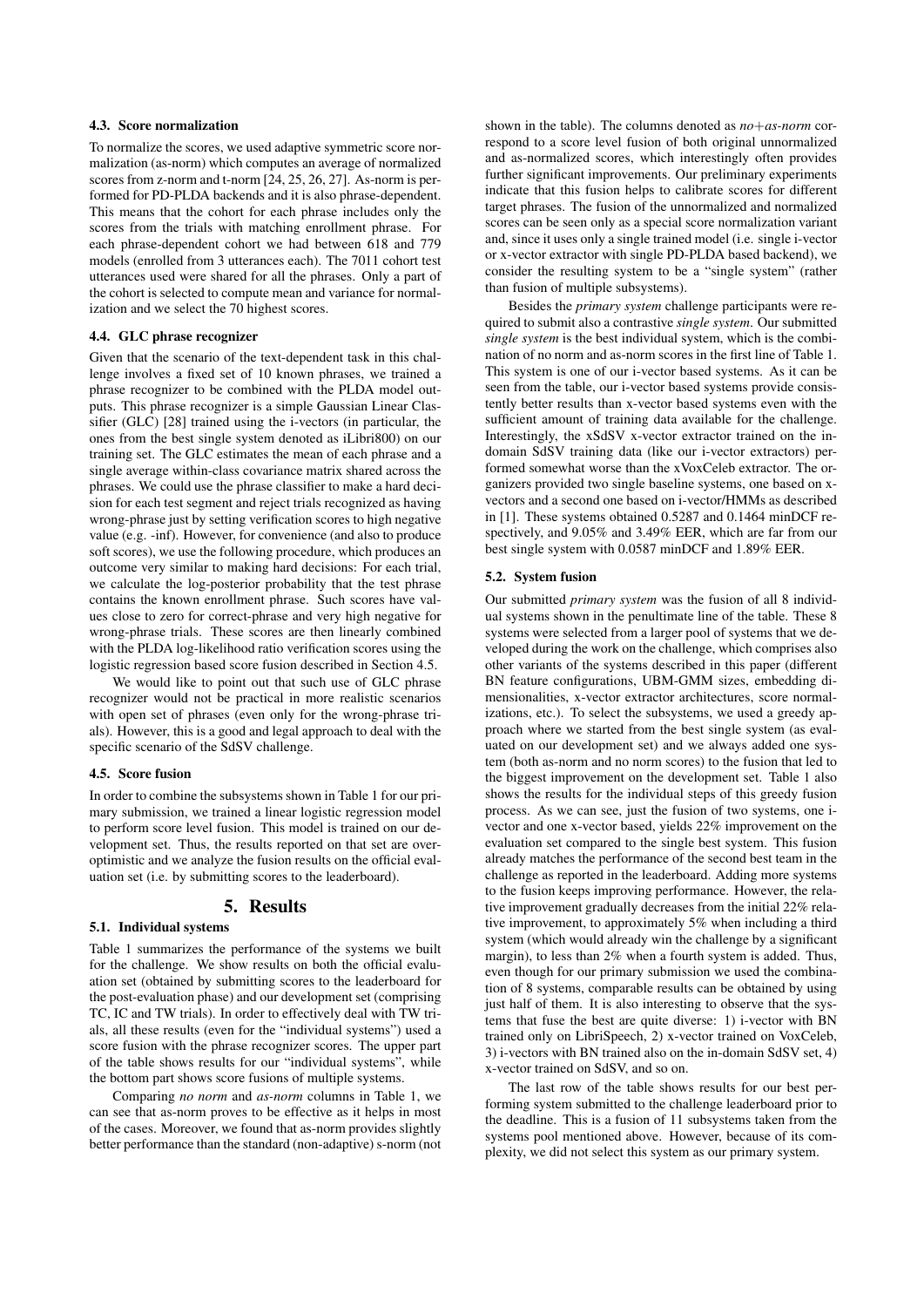### 4.3. Score normalization

To normalize the scores, we used adaptive symmetric score normalization (as-norm) which computes an average of normalized scores from z-norm and t-norm [24, 25, 26, 27]. As-norm is performed for PD-PLDA backends and it is also phrase-dependent. This means that the cohort for each phrase includes only the scores from the trials with matching enrollment phrase. For each phrase-dependent cohort we had between 618 and 779 models (enrolled from 3 utterances each). The 7011 cohort test utterances used were shared for all the phrases. Only a part of the cohort is selected to compute mean and variance for normalization and we select the 70 highest scores.

### 4.4. GLC phrase recognizer

Given that the scenario of the text-dependent task in this challenge involves a fixed set of 10 known phrases, we trained a phrase recognizer to be combined with the PLDA model outputs. This phrase recognizer is a simple Gaussian Linear Classifier (GLC) [28] trained using the i-vectors (in particular, the ones from the best single system denoted as iLibri800) on our training set. The GLC estimates the mean of each phrase and a single average within-class covariance matrix shared across the phrases. We could use the phrase classifier to make a hard decision for each test segment and reject trials recognized as having wrong-phrase just by setting verification scores to high negative value (e.g. -inf). However, for convenience (and also to produce soft scores), we use the following procedure, which produces an outcome very similar to making hard decisions: For each trial, we calculate the log-posterior probability that the test phrase contains the known enrollment phrase. Such scores have values close to zero for correct-phrase and very high negative for wrong-phrase trials. These scores are then linearly combined with the PLDA log-likelihood ratio verification scores using the logistic regression based score fusion described in Section 4.5.

We would like to point out that such use of GLC phrase recognizer would not be practical in more realistic scenarios with open set of phrases (even only for the wrong-phrase trials). However, this is a good and legal approach to deal with the specific scenario of the SdSV challenge.

### 4.5. Score fusion

In order to combine the subsystems shown in Table 1 for our primary submission, we trained a linear logistic regression model to perform score level fusion. This model is trained on our development set. Thus, the results reported on that set are overoptimistic and we analyze the fusion results on the official evaluation set (i.e. by submitting scores to the leaderboard).

## 5. Results

### 5.1. Individual systems

Table 1 summarizes the performance of the systems we built for the challenge. We show results on both the official evaluation set (obtained by submitting scores to the leaderboard for the post-evaluation phase) and our development set (comprising TC, IC and TW trials). In order to effectively deal with TW trials, all these results (even for the "individual systems") used a score fusion with the phrase recognizer scores. The upper part of the table shows results for our "individual systems", while the bottom part shows score fusions of multiple systems.

Comparing *no norm* and *as-norm* columns in Table 1, we can see that as-norm proves to be effective as it helps in most of the cases. Moreover, we found that as-norm provides slightly better performance than the standard (non-adaptive) s-norm (not shown in the table). The columns denoted as *no+as-norm* correspond to a score level fusion of both original unnormalized and as-normalized scores, which interestingly often provides further significant improvements. Our preliminary experiments indicate that this fusion helps to calibrate scores for different target phrases. The fusion of the unnormalized and normalized scores can be seen only as a special score normalization variant and, since it uses only a single trained model (i.e. single i-vector or x-vector extractor with single PD-PLDA based backend), we consider the resulting system to be a "single system" (rather than fusion of multiple subsystems).

Besides the *primary system* challenge participants were required to submit also a contrastive *single system*. Our submitted *single system* is the best individual system, which is the combination of no norm and as-norm scores in the first line of Table 1. This system is one of our i-vector based systems. As it can be seen from the table, our i-vector based systems provide consistently better results than x-vector based systems even with the sufficient amount of training data available for the challenge. Interestingly, the xSdSV x-vector extractor trained on the in-domain SdSV training data (like our i-vector extractors) performed somewhat worse than the xVoxCeleb extractor. The organizers provided two single baseline systems, one based on x-vectors and a second one based on i-vector/HMMs as described in [1]. These systems obtained 0.5287 and 0.1464 minDCF respectively, and 9.05% and 3.49% EER, which are far from our best single system with 0.0587 minDCF and 1.89% EER.

### 5.2. System fusion

Our submitted *primary system* was the fusion of all 8 individual systems shown in the penultimate line of the table. These 8 systems were selected from a larger pool of systems that we developed during the work on the challenge, which comprises also other variants of the systems described in this paper (different BN feature configurations, UBM-GMM sizes, embedding dimensionalities, x-vector extractor architectures, score normalizations, etc.). To select the subsystems, we used a greedy approach where we started from the best single system (as evaluated on our development set) and we always added one system (both as-norm and no norm scores) to the fusion that led to the biggest improvement on the development set. Table 1 also shows the results for the individual steps of this greedy fusion process. As we can see, just the fusion of two systems, one i-vector and one x-vector based, yields 22% improvement on the evaluation set compared to the single best system. This fusion already matches the performance of the second best team in the challenge as reported in the leaderboard. Adding more systems to the fusion keeps improving performance. However, the relative improvement gradually decreases from the initial 22% relative improvement, to approximately 5% when including a third system (which would already win the challenge by a significant margin), to less than 2% when a fourth system is added. Thus, even though for our primary submission we used the combination of 8 systems, comparable results can be obtained by using just half of them. It is also interesting to observe that the systems that fuse the best are quite diverse: 1) i-vector with BN trained only on LibriSpeech, 2) x-vector trained on VoxCeleb, 3) i-vectors with BN trained also on the in-domain SdSV set, 4) x-vector trained on SdSV, and so on.

The last row of the table shows results for our best performing system submitted to the challenge leaderboard prior to the deadline. This is a fusion of 11 subsystems taken from the systems pool mentioned above. However, because of its complexity, we did not select this system as our primary system.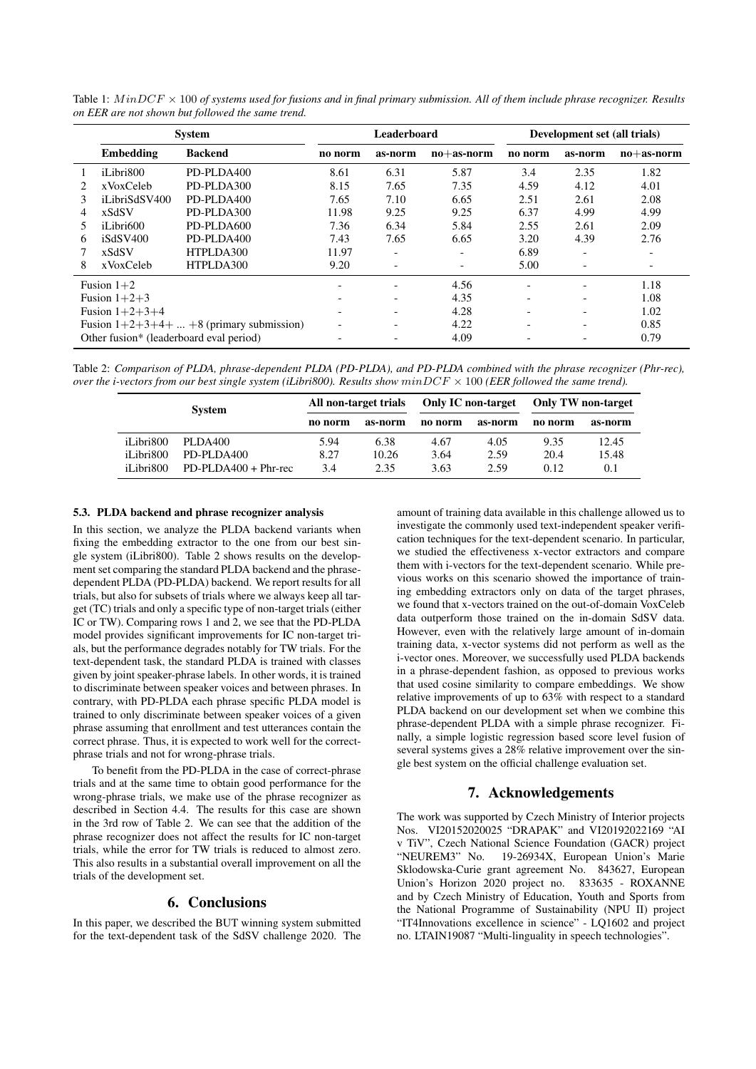Table 1: $MinDCF \times 100$ *of systems used for fusions and in final primary submission. All of them include phrase recognizer. Results on EER are not shown but followed the same trend.*

| | System | | Leaderboard | | | Development set (all trials) | | |
|---|---|---|---|---|---|---|---|---|
| | **Embedding** | **Backend** | **no norm** | **as-norm** | **no+as-norm** | **no norm** | **as-norm** | **no+as-norm** |
| 1 | iLibri800 | PD-PLDA400 | 8.61 | 6.31 | 5.87 | 3.4 | 2.35 | 1.82 |
| 2 | xVoxCeleb | PD-PLDA300 | 8.15 | 7.65 | 7.35 | 4.59 | 4.12 | 4.01 |
| 3 | iLibriSdSV400 | PD-PLDA400 | 7.65 | 7.10 | 6.65 | 2.51 | 2.61 | 2.08 |
| 4 | xSdSV | PD-PLDA300 | 11.98 | 9.25 | 9.25 | 6.37 | 4.99 | 4.99 |
| 5 | iLibri600 | PD-PLDA600 | 7.36 | 6.34 | 5.84 | 2.55 | 2.61 | 2.09 |
| 6 | iSdSV400 | PD-PLDA400 | 7.43 | 7.65 | 6.65 | 3.20 | 4.39 | 2.76 |
| 7 | xSdSV | HTPLDA300 | 11.97 | - | - | 6.89 | - | - |
| 8 | xVoxCeleb | HTPLDA300 | 9.20 | - | - | 5.00 | - | - |
| Fusion 1+2 | | | - | - | 4.56 | - | - | 1.18 |
| Fusion 1+2+3 | | | - | - | 4.35 | - | - | 1.08 |
| Fusion 1+2+3+4 | | | - | - | 4.28 | - | - | 1.02 |
| Fusion 1+2+3+4+ ... +8 (primary submission) | | | - | - | 4.22 | - | - | 0.85 |
| Other fusion* (leaderboard eval period) | | | - | - | 4.09 | - | - | 0.79 |

Table 2: *Comparison of PLDA, phrase-dependent PLDA (PD-PLDA), and PD-PLDA combined with the phrase recognizer (Phr-rec), over the i-vectors from our best single system (iLibri800). Results show* $minDCF \times 100$ *(EER followed the same trend).*

| System | | All non-target trials | | Only IC non-target | | Only TW non-target | |
|---|---|---|---|---|---|---|---|
| | | **no norm** | **as-norm** | **no norm** | **as-norm** | **no norm** | **as-norm** |
| iLibri800 | PLDA400 | 5.94 | 6.38 | 4.67 | 4.05 | 9.35 | 12.45 |
| iLibri800 | PD-PLDA400 | 8.27 | 10.26 | 3.64 | 2.59 | 20.4 | 15.48 |
| iLibri800 | PD-PLDA400 + Phr-rec | 3.4 | 2.35 | 3.63 | 2.59 | 0.12 | 0.1 |

### 5.3. PLDA backend and phrase recognizer analysis

In this section, we analyze the PLDA backend variants when fixing the embedding extractor to the one from our best single system (iLibri800). Table 2 shows results on the development set comparing the standard PLDA backend and the phrase-dependent PLDA (PD-PLDA) backend. We report results for all trials, but also for subsets of trials where we always keep all target (TC) trials and only a specific type of non-target trials (either IC or TW). Comparing rows 1 and 2, we see that the PD-PLDA model provides significant improvements for IC non-target trials, but the performance degrades notably for TW trials. For the text-dependent task, the standard PLDA is trained with classes given by joint speaker-phrase labels. In other words, it is trained to discriminate between speaker voices and between phrases. In contrary, with PD-PLDA each phrase specific PLDA model is trained to only discriminate between speaker voices of a given phrase assuming that enrollment and test utterances contain the correct phrase. Thus, it is expected to work well for the correct-phrase trials and not for wrong-phrase trials.

To benefit from the PD-PLDA in the case of correct-phrase trials and at the same time to obtain good performance for the wrong-phrase trials, we make use of the phrase recognizer as described in Section 4.4. The results for this case are shown in the 3rd row of Table 2. We can see that the addition of the phrase recognizer does not affect the results for IC non-target trials, while the error for TW trials is reduced to almost zero. This also results in a substantial overall improvement on all the trials of the development set.

## 6. Conclusions

In this paper, we described the BUT winning system submitted for the text-dependent task of the SdSV challenge 2020. The amount of training data available in this challenge allowed us to investigate the commonly used text-independent speaker verification techniques for the text-dependent scenario. In particular, we studied the effectiveness x-vector extractors and compare them with i-vectors for the text-dependent scenario. While previous works on this scenario showed the importance of training embedding extractors only on data of the target phrases, we found that x-vectors trained on the out-of-domain VoxCeleb data outperform those trained on the in-domain SdSV data. However, even with the relatively large amount of in-domain training data, x-vector systems did not perform as well as the i-vector ones. Moreover, we successfully used PLDA backends in a phrase-dependent fashion, as opposed to previous works that used cosine similarity to compare embeddings. We show relative improvements of up to 63% with respect to a standard PLDA backend on our development set when we combine this phrase-dependent PLDA with a simple phrase recognizer. Finally, a simple logistic regression based score level fusion of several systems gives a 28% relative improvement over the single best system on the official challenge evaluation set.

## 7. Acknowledgements

The work was supported by Czech Ministry of Interior projects Nos. VI20152020025 "DRAPAK" and VI20192022169 "AI v TiV", Czech National Science Foundation (GACR) project "NEUREM3" No. 19-26934X, European Union's Marie Sklodowska-Curie grant agreement No. 843627, European Union's Horizon 2020 project no. 833635 - ROXANNE and by Czech Ministry of Education, Youth and Sports from the National Programme of Sustainability (NPU II) project "IT4Innovations excellence in science" - LQ1602 and project no. LTAIN19087 "Multi-linguality in speech technologies".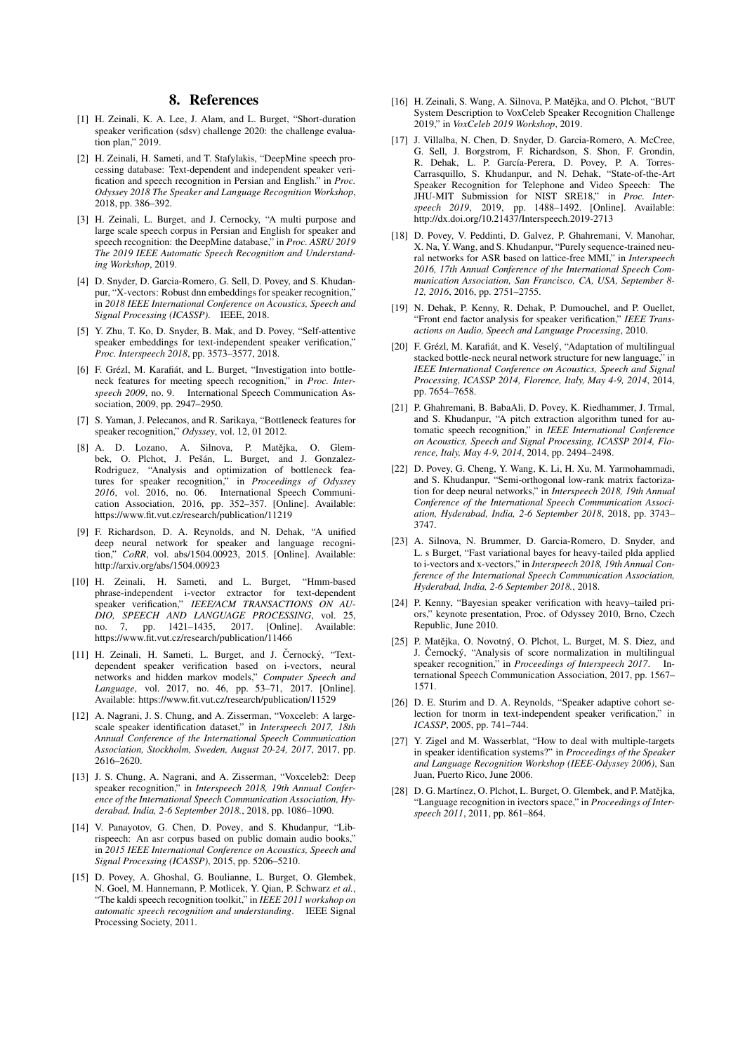## 8. References

[1] H. Zeinali, K. A. Lee, J. Alam, and L. Burget, "Short-duration speaker verification (sdsv) challenge 2020: the challenge evaluation plan," 2019.

[2] H. Zeinali, H. Sameti, and T. Stafylakis, "DeepMine speech processing database: Text-dependent and independent speaker verification and speech recognition in Persian and English." in *Proc. Odyssey 2018 The Speaker and Language Recognition Workshop*, 2018, pp. 386–392.

[3] H. Zeinali, L. Burget, and J. Cernocky, "A multi purpose and large scale speech corpus in Persian and English for speaker and speech recognition: the DeepMine database," in *Proc. ASRU 2019 The 2019 IEEE Automatic Speech Recognition and Understanding Workshop*, 2019.

[4] D. Snyder, D. Garcia-Romero, G. Sell, D. Povey, and S. Khudanpur, "X-vectors: Robust dnn embeddings for speaker recognition," in *2018 IEEE International Conference on Acoustics, Speech and Signal Processing (ICASSP)*. IEEE, 2018.

[5] Y. Zhu, T. Ko, D. Snyder, B. Mak, and D. Povey, "Self-attentive speaker embeddings for text-independent speaker verification," *Proc. Interspeech 2018*, pp. 3573–3577, 2018.

[6] F. Grézl, M. Karafiát, and L. Burget, "Investigation into bottle-neck features for meeting speech recognition," in *Proc. Interspeech 2009*, no. 9. International Speech Communication Association, 2009, pp. 2947–2950.

[7] S. Yaman, J. Pelecanos, and R. Sarikaya, "Bottleneck features for speaker recognition," *Odyssey*, vol. 12, 01 2012.

[8] A. D. Lozano, A. Silnova, P. Matějka, O. Glembek, O. Plchot, J. Pešán, L. Burget, and J. Gonzalez-Rodriguez, "Analysis and optimization of bottleneck features for speaker recognition," in *Proceedings of Odyssey 2016*, vol. 2016, no. 06. International Speech Communication Association, 2016, pp. 352–357. [Online]. Available: https://www.fit.vut.cz/research/publication/11219

[9] F. Richardson, D. A. Reynolds, and N. Dehak, "A unified deep neural network for speaker and language recognition," *CoRR*, vol. abs/1504.00923, 2015. [Online]. Available: http://arxiv.org/abs/1504.00923

[10] H. Zeinali, H. Sameti, and L. Burget, "Hmm-based phrase-independent i-vector extractor for text-dependent speaker verification," *IEEE/ACM TRANSACTIONS ON AUDIO, SPEECH AND LANGUAGE PROCESSING*, vol. 25, no. 7, pp. 1421–1435, 2017. [Online]. Available: https://www.fit.vut.cz/research/publication/11466

[11] H. Zeinali, H. Sameti, L. Burget, and J. Černocký, "Text-dependent speaker verification based on i-vectors, neural networks and hidden markov models," *Computer Speech and Language*, vol. 2017, no. 46, pp. 53–71, 2017. [Online]. Available: https://www.fit.vut.cz/research/publication/11529

[12] A. Nagrani, J. S. Chung, and A. Zisserman, "Voxceleb: A large-scale speaker identification dataset," in *Interspeech 2017, 18th Annual Conference of the International Speech Communication Association, Stockholm, Sweden, August 20-24, 2017*, 2017, pp. 2616–2620.

[13] J. S. Chung, A. Nagrani, and A. Zisserman, "Voxceleb2: Deep speaker recognition," in *Interspeech 2018, 19th Annual Conference of the International Speech Communication Association, Hyderabad, India, 2-6 September 2018.*, 2018, pp. 1086–1090.

[14] V. Panayotov, G. Chen, D. Povey, and S. Khudanpur, "Librispeech: An asr corpus based on public domain audio books," in *2015 IEEE International Conference on Acoustics, Speech and Signal Processing (ICASSP)*, 2015, pp. 5206–5210.

[15] D. Povey, A. Ghoshal, G. Boulianne, L. Burget, O. Glembek, N. Goel, M. Hannemann, P. Motlicek, Y. Qian, P. Schwarz *et al.*, "The kaldi speech recognition toolkit," in *IEEE 2011 workshop on automatic speech recognition and understanding*. IEEE Signal Processing Society, 2011.

[16] H. Zeinali, S. Wang, A. Silnova, P. Matějka, and O. Plchot, "BUT System Description to VoxCeleb Speaker Recognition Challenge 2019," in *VoxCeleb 2019 Workshop*, 2019.

[17] J. Villalba, N. Chen, D. Snyder, D. Garcia-Romero, A. McCree, G. Sell, J. Borgstrom, F. Richardson, S. Shon, F. Grondin, R. Dehak, L. P. García-Perera, D. Povey, P. A. Torres-Carrasquillo, S. Khudanpur, and N. Dehak, "State-of-the-Art Speaker Recognition for Telephone and Video Speech: The JHU-MIT Submission for NIST SRE18," in *Proc. Interspeech 2019*, 2019, pp. 1488–1492. [Online]. Available: http://dx.doi.org/10.21437/Interspeech.2019-2713

[18] D. Povey, V. Peddinti, D. Galvez, P. Ghahremani, V. Manohar, X. Na, Y. Wang, and S. Khudanpur, "Purely sequence-trained neural networks for ASR based on lattice-free MMI," in *Interspeech 2016, 17th Annual Conference of the International Speech Communication Association, San Francisco, CA, USA, September 8-12, 2016*, 2016, pp. 2751–2755.

[19] N. Dehak, P. Kenny, R. Dehak, P. Dumouchel, and P. Ouellet, "Front end factor analysis for speaker verification," *IEEE Transactions on Audio, Speech and Language Processing*, 2010.

[20] F. Grézl, M. Karafiát, and K. Veselý, "Adaptation of multilingual stacked bottle-neck neural network structure for new language," in *IEEE International Conference on Acoustics, Speech and Signal Processing, ICASSP 2014, Florence, Italy, May 4-9, 2014*, 2014, pp. 7654–7658.

[21] P. Ghahremani, B. BabaAli, D. Povey, K. Riedhammer, J. Trmal, and S. Khudanpur, "A pitch extraction algorithm tuned for automatic speech recognition," in *IEEE International Conference on Acoustics, Speech and Signal Processing, ICASSP 2014, Florence, Italy, May 4-9, 2014*, 2014, pp. 2494–2498.

[22] D. Povey, G. Cheng, Y. Wang, K. Li, H. Xu, M. Yarmohammadi, and S. Khudanpur, "Semi-orthogonal low-rank matrix factorization for deep neural networks," in *Interspeech 2018, 19th Annual Conference of the International Speech Communication Association, Hyderabad, India, 2-6 September 2018*, 2018, pp. 3743–3747.

[23] A. Silnova, N. Brummer, D. Garcia-Romero, D. Snyder, and L. s Burget, "Fast variational bayes for heavy-tailed plda applied to i-vectors and x-vectors," in *Interspeech 2018, 19th Annual Conference of the International Speech Communication Association, Hyderabad, India, 2-6 September 2018.*, 2018.

[24] P. Kenny, "Bayesian speaker verification with heavy–tailed priors," keynote presentation, Proc. of Odyssey 2010, Brno, Czech Republic, June 2010.

[25] P. Matějka, O. Novotný, O. Plchot, L. Burget, M. S. Diez, and J. Černocký, "Analysis of score normalization in multilingual speaker recognition," in *Proceedings of Interspeech 2017*. International Speech Communication Association, 2017, pp. 1567–1571.

[26] D. E. Sturim and D. A. Reynolds, "Speaker adaptive cohort selection for tnorm in text-independent speaker verification," in *ICASSP*, 2005, pp. 741–744.

[27] Y. Zigel and M. Wasserblat, "How to deal with multiple-targets in speaker identification systems?" in *Proceedings of the Speaker and Language Recognition Workshop (IEEE-Odyssey 2006)*, San Juan, Puerto Rico, June 2006.

[28] D. G. Martínez, O. Plchot, L. Burget, O. Glembek, and P. Matějka, "Language recognition in ivectors space," in *Proceedings of Interspeech 2011*, 2011, pp. 861–864.